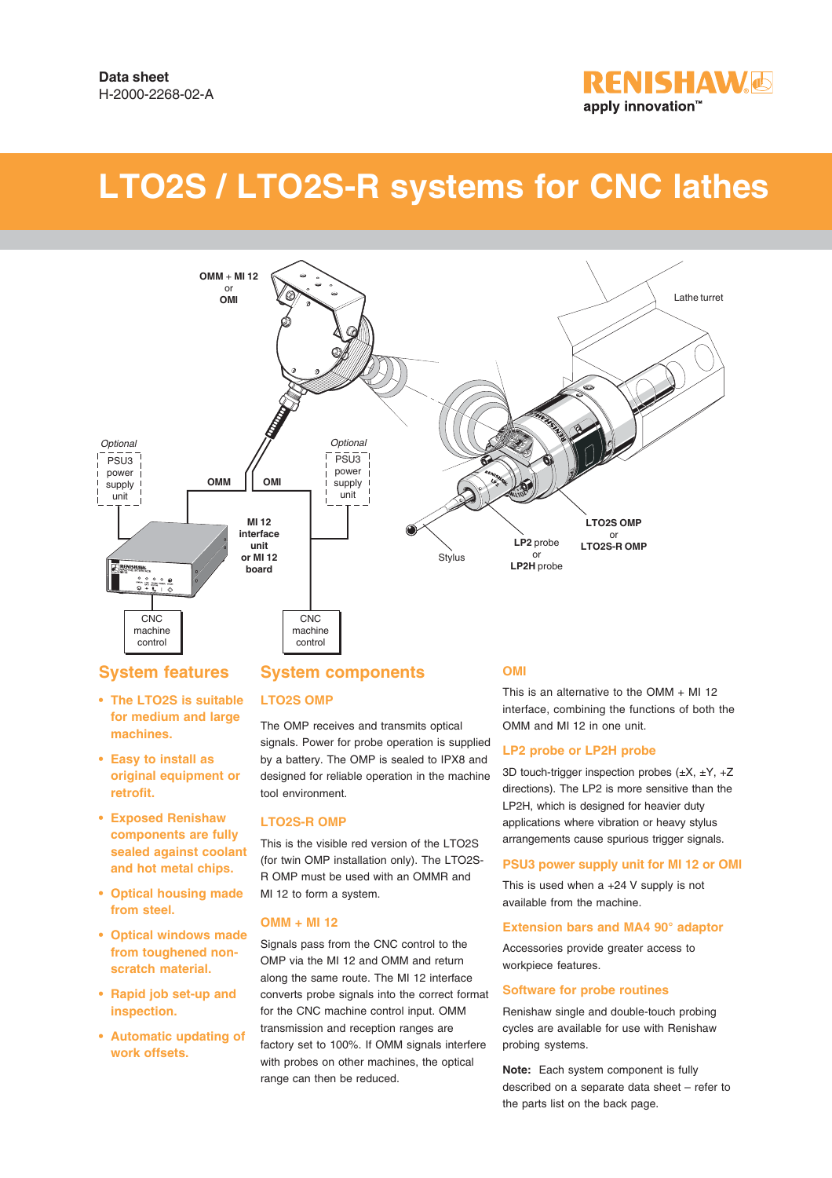Data sheet
H-2000-2268-02-A

# LTO2S / LTO2S-R systems for CNC lathes

## System features

- **The LTO2S is suitable for medium and large machines.**
- **Easy to install as original equipment or retrofit.**
- **Exposed Renishaw components are fully sealed against coolant and hot metal chips.**
- **Optical housing made from steel.**
- **Optical windows made from toughened non-scratch material.**
- **Rapid job set-up and inspection.**
- **Automatic updating of work offsets.**

## System components

### LTO2S OMP

The OMP receives and transmits optical signals. Power for probe operation is supplied by a battery. The OMP is sealed to IPX8 and designed for reliable operation in the machine tool environment.

### LTO2S-R OMP

This is the visible red version of the LTO2S (for twin OMP installation only). The LTO2S-R OMP must be used with an OMMR and MI 12 to form a system.

### OMM + MI 12

Signals pass from the CNC control to the OMP via the MI 12 and OMM and return along the same route. The MI 12 interface converts probe signals into the correct format for the CNC machine control input. OMM transmission and reception ranges are factory set to 100%. If OMM signals interfere with probes on other machines, the optical range can then be reduced.

### OMI

This is an alternative to the OMM + MI 12 interface, combining the functions of both the OMM and MI 12 in one unit.

### LP2 probe or LP2H probe

3D touch-trigger inspection probes (±X, ±Y, +Z directions). The LP2 is more sensitive than the LP2H, which is designed for heavier duty applications where vibration or heavy stylus arrangements cause spurious trigger signals.

### PSU3 power supply unit for MI 12 or OMI

This is used when a +24 V supply is not available from the machine.

### Extension bars and MA4 90° adaptor

Accessories provide greater access to workpiece features.

### Software for probe routines

Renishaw single and double-touch probing cycles are available for use with Renishaw probing systems.

**Note:** Each system component is fully described on a separate data sheet – refer to the parts list on the back page.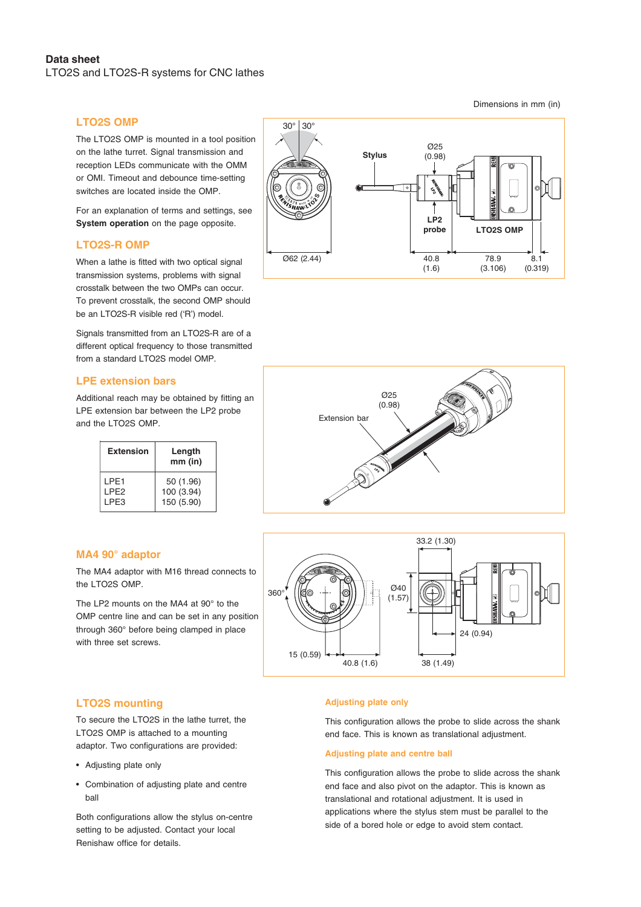**Data sheet**
LTO2S and LTO2S-R systems for CNC lathes

Dimensions in mm (in)

## LTO2S OMP

The LTO2S OMP is mounted in a tool position on the lathe turret. Signal transmission and reception LEDs communicate with the OMM or OMI. Timeout and debounce time-setting switches are located inside the OMP.

For an explanation of terms and settings, see **System operation** on the page opposite.

## LTO2S-R OMP

When a lathe is fitted with two optical signal transmission systems, problems with signal crosstalk between the two OMPs can occur. To prevent crosstalk, the second OMP should be an LTO2S-R visible red ('R') model.

Signals transmitted from an LTO2S-R are of a different optical frequency to those transmitted from a standard LTO2S model OMP.

## LPE extension bars

Additional reach may be obtained by fitting an LPE extension bar between the LP2 probe and the LTO2S OMP.

| Extension | Length mm (in) |
|---|---|
| LPE1 | 50 (1.96) |
| LPE2 | 100 (3.94) |
| LPE3 | 150 (5.90) |

## MA4 90° adaptor

The MA4 adaptor with M16 thread connects to the LTO2S OMP.

The LP2 mounts on the MA4 at 90° to the OMP centre line and can be set in any position through 360° before being clamped in place with three set screws.

## LTO2S mounting

To secure the LTO2S in the lathe turret, the LTO2S OMP is attached to a mounting adaptor. Two configurations are provided:

- Adjusting plate only
- Combination of adjusting plate and centre ball

Both configurations allow the stylus on-centre setting to be adjusted. Contact your local Renishaw office for details.

### Adjusting plate only

This configuration allows the probe to slide across the shank end face. This is known as translational adjustment.

### Adjusting plate and centre ball

This configuration allows the probe to slide across the shank end face and also pivot on the adaptor. This is known as translational and rotational adjustment. It is used in applications where the stylus stem must be parallel to the side of a bored hole or edge to avoid stem contact.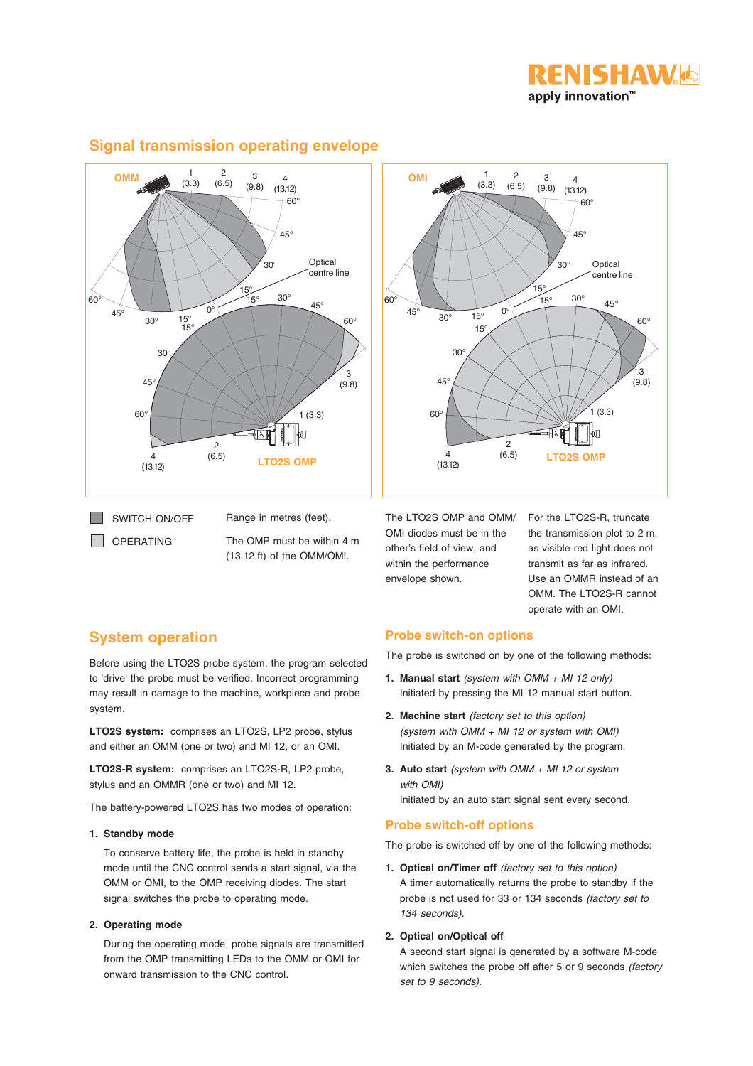## Signal transmission operating envelope

SWITCH ON/OFF

OPERATING

Range in metres (feet).

The OMP must be within 4 m (13.12 ft) of the OMM/OMI.

The LTO2S OMP and OMM/OMI diodes must be in the other's field of view, and within the performance envelope shown.

For the LTO2S-R, truncate the transmission plot to 2 m, as visible red light does not transmit as far as infrared. Use an OMMR instead of an OMM. The LTO2S-R cannot operate with an OMI.

## System operation

Before using the LTO2S probe system, the program selected to 'drive' the probe must be verified. Incorrect programming may result in damage to the machine, workpiece and probe system.

**LTO2S system:** comprises an LTO2S, LP2 probe, stylus and either an OMM (one or two) and MI 12, or an OMI.

**LTO2S-R system:** comprises an LTO2S-R, LP2 probe, stylus and an OMMR (one or two) and MI 12.

The battery-powered LTO2S has two modes of operation:

**1. Standby mode**

To conserve battery life, the probe is held in standby mode until the CNC control sends a start signal, via the OMM or OMI, to the OMP receiving diodes. The start signal switches the probe to operating mode.

**2. Operating mode**

During the operating mode, probe signals are transmitted from the OMP transmitting LEDs to the OMM or OMI for onward transmission to the CNC control.

## Probe switch-on options

The probe is switched on by one of the following methods:

1. **Manual start** *(system with OMM + MI 12 only)*
   Initiated by pressing the MI 12 manual start button.
2. **Machine start** *(factory set to this option)*
   *(system with OMM + MI 12 or system with OMI)*
   Initiated by an M-code generated by the program.
3. **Auto start** *(system with OMM + MI 12 or system with OMI)*
   Initiated by an auto start signal sent every second.

## Probe switch-off options

The probe is switched off by one of the following methods:

1. **Optical on/Timer off** *(factory set to this option)*
   A timer automatically returns the probe to standby if the probe is not used for 33 or 134 seconds *(factory set to 134 seconds).*
2. **Optical on/Optical off**
   A second start signal is generated by a software M-code which switches the probe off after 5 or 9 seconds *(factory set to 9 seconds).*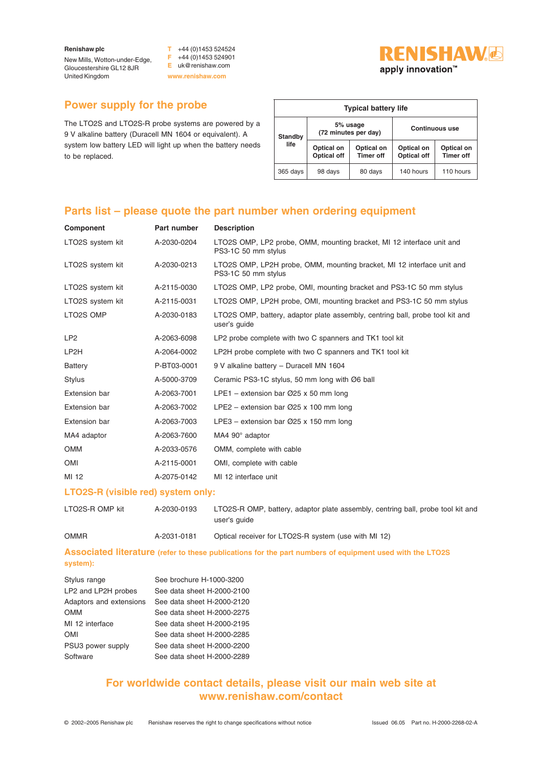**Renishaw plc**

New Mills, Wotton-under-Edge,
Gloucestershire GL12 8JR
United Kingdom

T +44 (0)1453 524524
F +44 (0)1453 524901
E uk@renishaw.com
www.renishaw.com

RENISHAW
apply innovation™

## Power supply for the probe

The LTO2S and LTO2S-R probe systems are powered by a 9 V alkaline battery (Duracell MN 1604 or equivalent). A system low battery LED will light up when the battery needs to be replaced.

| Typical battery life | | | | |
|---|---|---|---|---|
| Standby life | 5% usage (72 minutes per day) | | Continuous use | |
| | Optical on Optical off | Optical on Timer off | Optical on Optical off | Optical on Timer off |
| 365 days | 98 days | 80 days | 140 hours | 110 hours |

## Parts list – please quote the part number when ordering equipment

| Component | Part number | Description |
|---|---|---|
| LTO2S system kit | A-2030-0204 | LTO2S OMP, LP2 probe, OMM, mounting bracket, MI 12 interface unit and PS3-1C 50 mm stylus |
| LTO2S system kit | A-2030-0213 | LTO2S OMP, LP2H probe, OMM, mounting bracket, MI 12 interface unit and PS3-1C 50 mm stylus |
| LTO2S system kit | A-2115-0030 | LTO2S OMP, LP2 probe, OMI, mounting bracket and PS3-1C 50 mm stylus |
| LTO2S system kit | A-2115-0031 | LTO2S OMP, LP2H probe, OMI, mounting bracket and PS3-1C 50 mm stylus |
| LTO2S OMP | A-2030-0183 | LTO2S OMP, battery, adaptor plate assembly, centring ball, probe tool kit and user's guide |
| LP2 | A-2063-6098 | LP2 probe complete with two C spanners and TK1 tool kit |
| LP2H | A-2064-0002 | LP2H probe complete with two C spanners and TK1 tool kit |
| Battery | P-BT03-0001 | 9 V alkaline battery – Duracell MN 1604 |
| Stylus | A-5000-3709 | Ceramic PS3-1C stylus, 50 mm long with Ø6 ball |
| Extension bar | A-2063-7001 | LPE1 – extension bar Ø25 x 50 mm long |
| Extension bar | A-2063-7002 | LPE2 – extension bar Ø25 x 100 mm long |
| Extension bar | A-2063-7003 | LPE3 – extension bar Ø25 x 150 mm long |
| MA4 adaptor | A-2063-7600 | MA4 90° adaptor |
| OMM | A-2033-0576 | OMM, complete with cable |
| OMI | A-2115-0001 | OMI, complete with cable |
| MI 12 | A-2075-0142 | MI 12 interface unit |

### LTO2S-R (visible red) system only:

| | | |
|---|---|---|
| LTO2S-R OMP kit | A-2030-0193 | LTO2S-R OMP, battery, adaptor plate assembly, centring ball, probe tool kit and user's guide |
| OMMR | A-2031-0181 | Optical receiver for LTO2S-R system (use with MI 12) |

### Associated literature (refer to these publications for the part numbers of equipment used with the LTO2S system):

| | |
|---|---|
| Stylus range | See brochure H-1000-3200 |
| LP2 and LP2H probes | See data sheet H-2000-2100 |
| Adaptors and extensions | See data sheet H-2000-2120 |
| OMM | See data sheet H-2000-2275 |
| MI 12 interface | See data sheet H-2000-2195 |
| OMI | See data sheet H-2000-2285 |
| PSU3 power supply | See data sheet H-2000-2200 |
| Software | See data sheet H-2000-2289 |

**For worldwide contact details, please visit our main web site at www.renishaw.com/contact**

© 2002–2005 Renishaw plc    Renishaw reserves the right to change specifications without notice    Issued 06.05    Part no. H-2000-2268-02-A